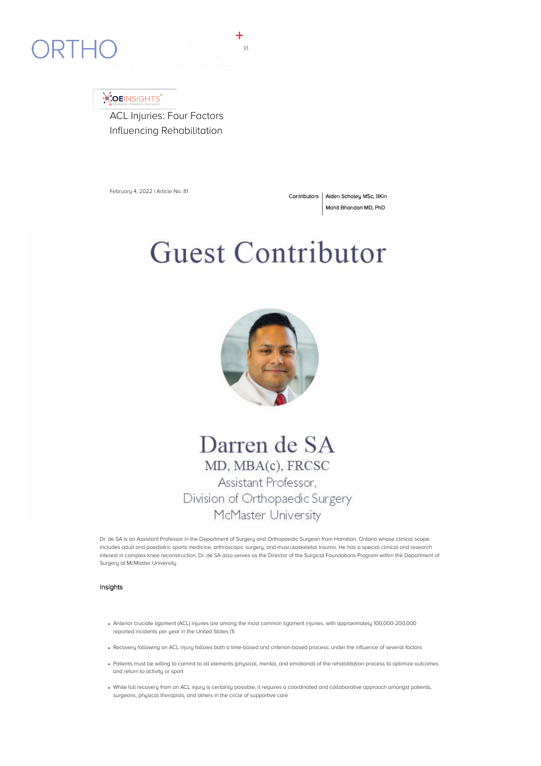ORTHO

OEINSIGHTS

Evidence, Analytics, Decisions

# ACL Injuries: Four Factors Influencing Rehabilitation

February 4, 2022 | Article No. 81

Contributors | Aiden Scholey MSc, BKin
Mohit Bhandari MD, PhD

## Guest Contributor

### Darren de SA

MD, MBA(c), FRCSC

Assistant Professor,
Division of Orthopaedic Surgery
McMaster University

Dr. de SA is an Assistant Professor in the Department of Surgery and Orthopaedic Surgeon from Hamilton, Ontario whose clinical scope includes adult and paediatric sports medicine, arthroscopic surgery, and musculoskeletal trauma. He has a special clinical and research interest in complex knee reconstruction. Dr. de SA also serves as the Director of the Surgical Foundations Program within the Department of Surgery at McMaster University.

### Insights

- Anterior cruciate ligament (ACL) injuries are among the most common ligament injuries, with approximately 100,000-200,000 reported incidents per year in the United States (1)
- Recovery following an ACL injury follows both a time-based and criterion-based process; under the influence of several factors
- Patients must be willing to commit to all elements (physical, mental, and emotional) of the rehabilitation process to optimize outcomes and return to activity or sport
- While full recovery from an ACL injury is certainly possible, it requires a coordinated and collaborative approach amongst patients, surgeons, physical therapists, and others in the circle of supportive care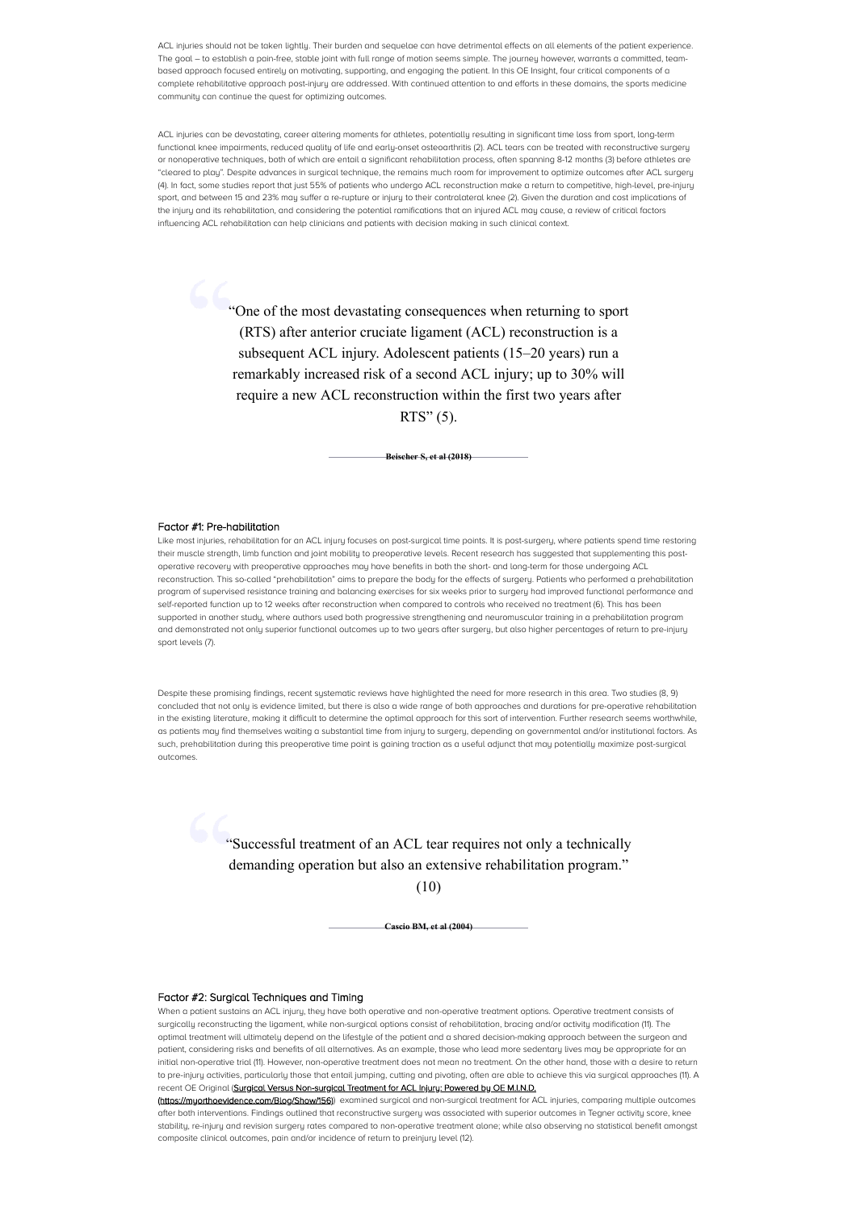ACL injuries should not be taken lightly. Their burden and sequelae can have detrimental effects on all elements of the patient experience. The goal – to establish a pain-free, stable joint with full range of motion seems simple. The journey however, warrants a committed, team-based approach focused entirely on motivating, supporting, and engaging the patient. In this OE Insight, four critical components of a complete rehabilitative approach post-injury are addressed. With continued attention to and efforts in these domains, the sports medicine community can continue the quest for optimizing outcomes.

ACL injuries can be devastating, career altering moments for athletes, potentially resulting in significant time loss from sport, long-term functional knee impairments, reduced quality of life and early-onset osteoarthritis (2). ACL tears can be treated with reconstructive surgery or nonoperative techniques, both of which are entail a significant rehabilitation process, often spanning 8-12 months (3) before athletes are "cleared to play". Despite advances in surgical technique, the remains much room for improvement to optimize outcomes after ACL surgery (4). In fact, some studies report that just 55% of patients who undergo ACL reconstruction make a return to competitive, high-level, pre-injury sport, and between 15 and 23% may suffer a re-rupture or injury to their contralateral knee (2). Given the duration and cost implications of the injury and its rehabilitation, and considering the potential ramifications that an injured ACL may cause, a review of critical factors influencing ACL rehabilitation can help clinicians and patients with decision making in such clinical context.

> "One of the most devastating consequences when returning to sport (RTS) after anterior cruciate ligament (ACL) reconstruction is a subsequent ACL injury. Adolescent patients (15–20 years) run a remarkably increased risk of a second ACL injury; up to 30% will require a new ACL reconstruction within the first two years after RTS" (5).
>
> **Beischer S, et al (2018)**

### Factor #1: Pre-habilitation

Like most injuries, rehabilitation for an ACL injury focuses on post-surgical time points. It is post-surgery, where patients spend time restoring their muscle strength, limb function and joint mobility to preoperative levels. Recent research has suggested that supplementing this post-operative recovery with preoperative approaches may have benefits in both the short- and long-term for those undergoing ACL reconstruction. This so-called "prehabilitation" aims to prepare the body for the effects of surgery. Patients who performed a prehabilitation program of supervised resistance training and balancing exercises for six weeks prior to surgery had improved functional performance and self-reported function up to 12 weeks after reconstruction when compared to controls who received no treatment (6). This has been supported in another study, where authors used both progressive strengthening and neuromuscular training in a prehabilitation program and demonstrated not only superior functional outcomes up to two years after surgery, but also higher percentages of return to pre-injury sport levels (7).

Despite these promising findings, recent systematic reviews have highlighted the need for more research in this area. Two studies (8, 9) concluded that not only is evidence limited, but there is also a wide range of both approaches and durations for pre-operative rehabilitation in the existing literature, making it difficult to determine the optimal approach for this sort of intervention. Further research seems worthwhile, as patients may find themselves waiting a substantial time from injury to surgery, depending on governmental and/or institutional factors. As such, prehabilitation during this preoperative time point is gaining traction as a useful adjunct that may potentially maximize post-surgical outcomes.

> "Successful treatment of an ACL tear requires not only a technically demanding operation but also an extensive rehabilitation program." (10)
>
> **Cascio BM, et al (2004)**

### Factor #2: Surgical Techniques and Timing

When a patient sustains an ACL injury, they have both operative and non-operative treatment options. Operative treatment consists of surgically reconstructing the ligament, while non-surgical options consist of rehabilitation, bracing and/or activity modification (11). The optimal treatment will ultimately depend on the lifestyle of the patient and a shared decision-making approach between the surgeon and patient, considering risks and benefits of all alternatives. As an example, those who lead more sedentary lives may be appropriate for an initial non-operative trial (11). However, non-operative treatment does not mean no treatment. On the other hand, those with a desire to return to pre-injury activities, particularly those that entail jumping, cutting and pivoting, often are able to achieve this via surgical approaches (11). A recent OE Original ([Surgical Versus Non-surgical Treatment for ACL Injury: Powered by OE M.I.N.D. (https://myorthoevidence.com/Blog/Show/156)](https://myorthoevidence.com/Blog/Show/156)) examined surgical and non-surgical treatment for ACL injuries, comparing multiple outcomes after both interventions. Findings outlined that reconstructive surgery was associated with superior outcomes in Tegner activity score, knee stability, re-injury and revision surgery rates compared to non-operative treatment alone; while also observing no statistical benefit amongst composite clinical outcomes, pain and/or incidence of return to preinjury level (12).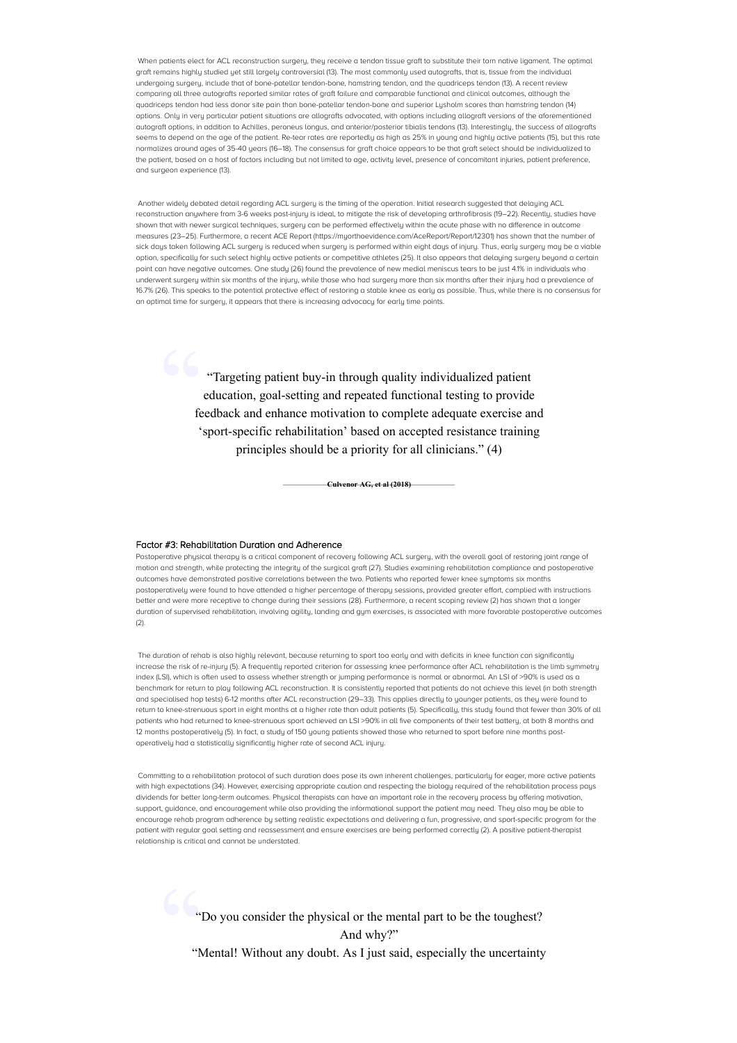When patients elect for ACL reconstruction surgery, they receive a tendon tissue graft to substitute their torn native ligament. The optimal graft remains highly studied yet still largely controversial (13). The most commonly used autografts, that is, tissue from the individual undergoing surgery, include that of bone-patellar tendon-bone, hamstring tendon, and the quadriceps tendon (13). A recent review comparing all three autografts reported similar rates of graft failure and comparable functional and clinical outcomes, although the quadriceps tendon had less donor site pain than bone-patellar tendon-bone and superior Lysholm scores than hamstring tendon (14) options. Only in very particular patient situations are allografts advocated, with options including allograft versions of the aforementioned autograft options, in addition to Achilles, peroneus longus, and anterior/posterior tibialis tendons (13). Interestingly, the success of allografts seems to depend on the age of the patient. Re-tear rates are reportedly as high as 25% in young and highly active patients (15), but this rate normalizes around ages of 35-40 years (16–18). The consensus for graft choice appears to be that graft select should be individualized to the patient, based on a host of factors including but not limited to age, activity level, presence of concomitant injuries, patient preference, and surgeon experience (13).

Another widely debated detail regarding ACL surgery is the timing of the operation. Initial research suggested that delaying ACL reconstruction anywhere from 3-6 weeks post-injury is ideal, to mitigate the risk of developing arthrofibrosis (19–22). Recently, studies have shown that with newer surgical techniques, surgery can be performed effectively within the acute phase with no difference in outcome measures (23–25). Furthermore, a recent ACE Report (https://myorthoevidence.com/AceReport/Report/12301) has shown that the number of sick days taken following ACL surgery is reduced when surgery is performed within eight days of injury. Thus, early surgery may be a viable option, specifically for such select highly active patients or competitive athletes (25). It also appears that delaying surgery beyond a certain point can have negative outcomes. One study (26) found the prevalence of new medial meniscus tears to be just 4.1% in individuals who underwent surgery within six months of the injury, while those who had surgery more than six months after their injury had a prevalence of 16.7% (26). This speaks to the potential protective effect of restoring a stable knee as early as possible. Thus, while there is no consensus for an optimal time for surgery, it appears that there is increasing advocacy for early time points.

> "Targeting patient buy-in through quality individualized patient education, goal-setting and repeated functional testing to provide feedback and enhance motivation to complete adequate exercise and 'sport-specific rehabilitation' based on accepted resistance training principles should be a priority for all clinicians." (4)
>
> **Culvenor AG, et al (2018)**

### Factor #3: Rehabilitation Duration and Adherence

Postoperative physical therapy is a critical component of recovery following ACL surgery, with the overall goal of restoring joint range of motion and strength, while protecting the integrity of the surgical graft (27). Studies examining rehabilitation compliance and postoperative outcomes have demonstrated positive correlations between the two. Patients who reported fewer knee symptoms six months postoperatively were found to have attended a higher percentage of therapy sessions, provided greater effort, complied with instructions better and were more receptive to change during their sessions (28). Furthermore, a recent scoping review (2) has shown that a longer duration of supervised rehabilitation, involving agility, landing and gym exercises, is associated with more favorable postoperative outcomes (2).

The duration of rehab is also highly relevant, because returning to sport too early and with deficits in knee function can significantly increase the risk of re-injury (5). A frequently reported criterion for assessing knee performance after ACL rehabilitation is the limb symmetry index (LSI), which is often used to assess whether strength or jumping performance is normal or abnormal. An LSI of >90% is used as a benchmark for return to play following ACL reconstruction. It is consistently reported that patients do not achieve this level (in both strength and specialised hop tests) 6-12 months after ACL reconstruction (29–33). This applies directly to younger patients, as they were found to return to knee-strenuous sport in eight months at a higher rate than adult patients (5). Specifically, this study found that fewer than 30% of all patients who had returned to knee-strenuous sport achieved an LSI >90% in all five components of their test battery, at both 8 months and 12 months postoperatively (5). In fact, a study of 150 young patients showed those who returned to sport before nine months post-operatively had a statistically significantly higher rate of second ACL injury.

Committing to a rehabilitation protocol of such duration does pose its own inherent challenges, particularly for eager, more active patients with high expectations (34). However, exercising appropriate caution and respecting the biology required of the rehabilitation process pays dividends for better long-term outcomes. Physical therapists can have an important role in the recovery process by offering motivation, support, guidance, and encouragement while also providing the informational support the patient may need. They also may be able to encourage rehab program adherence by setting realistic expectations and delivering a fun, progressive, and sport-specific program for the patient with regular goal setting and reassessment and ensure exercises are being performed correctly (2). A positive patient-therapist relationship is critical and cannot be understated.

> "Do you consider the physical or the mental part to be the toughest? And why?"
>
> "Mental! Without any doubt. As I just said, especially the uncertainty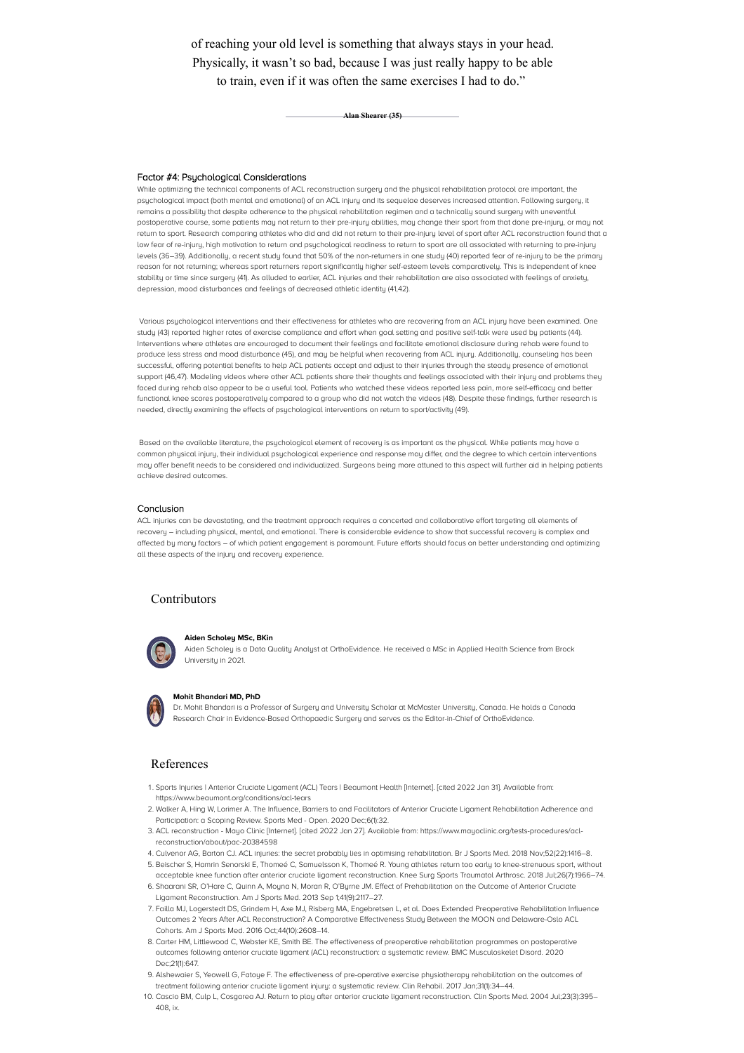of reaching your old level is something that always stays in your head. Physically, it wasn't so bad, because I was just really happy to be able to train, even if it was often the same exercises I had to do."

**Alan Shearer (35)**

### Factor #4: Psychological Considerations

While optimizing the technical components of ACL reconstruction surgery and the physical rehabilitation protocol are important, the psychological impact (both mental and emotional) of an ACL injury and its sequelae deserves increased attention. Following surgery, it remains a possibility that despite adherence to the physical rehabilitation regimen and a technically sound surgery with uneventful postoperative course, some patients may not return to their pre-injury abilities, may change their sport from that done pre-injury, or may not return to sport. Research comparing athletes who did and did not return to their pre-injury level of sport after ACL reconstruction found that a low fear of re-injury, high motivation to return and psychological readiness to return to sport are all associated with returning to pre-injury levels (36–39). Additionally, a recent study found that 50% of the non-returners in one study (40) reported fear of re-injury to be the primary reason for not returning; whereas sport returners report significantly higher self-esteem levels comparatively. This is independent of knee stability or time since surgery (41). As alluded to earlier, ACL injuries and their rehabilitation are also associated with feelings of anxiety, depression, mood disturbances and feelings of decreased athletic identity (41,42).

Various psychological interventions and their effectiveness for athletes who are recovering from an ACL injury have been examined. One study (43) reported higher rates of exercise compliance and effort when goal setting and positive self-talk were used by patients (44). Interventions where athletes are encouraged to document their feelings and facilitate emotional disclosure during rehab were found to produce less stress and mood disturbance (45), and may be helpful when recovering from ACL injury. Additionally, counseling has been successful, offering potential benefits to help ACL patients accept and adjust to their injuries through the steady presence of emotional support (46,47). Modeling videos where other ACL patients share their thoughts and feelings associated with their injury and problems they faced during rehab also appear to be a useful tool. Patients who watched these videos reported less pain, more self-efficacy and better functional knee scores postoperatively compared to a group who did not watch the videos (48). Despite these findings, further research is needed, directly examining the effects of psychological interventions on return to sport/activity (49).

Based on the available literature, the psychological element of recovery is as important as the physical. While patients may have a common physical injury, their individual psychological experience and response may differ, and the degree to which certain interventions may offer benefit needs to be considered and individualized. Surgeons being more attuned to this aspect will further aid in helping patients achieve desired outcomes.

### Conclusion

ACL injuries can be devastating, and the treatment approach requires a concerted and collaborative effort targeting all elements of recovery – including physical, mental, and emotional. There is considerable evidence to show that successful recovery is complex and affected by many factors – of which patient engagement is paramount. Future efforts should focus on better understanding and optimizing all these aspects of the injury and recovery experience.

## Contributors

**Aiden Scholey MSc, BKin**

Aiden Scholey is a Data Quality Analyst at OrthoEvidence. He received a MSc in Applied Health Science from Brock University in 2021.

**Mohit Bhandari MD, PhD**

Dr. Mohit Bhandari is a Professor of Surgery and University Scholar at McMaster University, Canada. He holds a Canada Research Chair in Evidence-Based Orthopaedic Surgery and serves as the Editor-in-Chief of OrthoEvidence.

## References

1. Sports Injuries | Anterior Cruciate Ligament (ACL) Tears | Beaumont Health [Internet]. [cited 2022 Jan 31]. Available from: https://www.beaumont.org/conditions/acl-tears
2. Walker A, Hing W, Lorimer A. The Influence, Barriers to and Facilitators of Anterior Cruciate Ligament Rehabilitation Adherence and Participation: a Scoping Review. Sports Med - Open. 2020 Dec;6(1):32.
3. ACL reconstruction - Mayo Clinic [Internet]. [cited 2022 Jan 27]. Available from: https://www.mayoclinic.org/tests-procedures/acl-reconstruction/about/pac-20384598
4. Culvenor AG, Barton CJ. ACL injuries: the secret probably lies in optimising rehabilitation. Br J Sports Med. 2018 Nov;52(22):1416–8.
5. Beischer S, Hamrin Senorski E, Thomeé C, Samuelsson K, Thomeé R. Young athletes return too early to knee-strenuous sport, without acceptable knee function after anterior cruciate ligament reconstruction. Knee Surg Sports Traumatol Arthrosc. 2018 Jul;26(7):1966–74.
6. Shaarani SR, O'Hare C, Quinn A, Moyna N, Moran R, O'Byrne JM. Effect of Prehabilitation on the Outcome of Anterior Cruciate Ligament Reconstruction. Am J Sports Med. 2013 Sep 1;41(9):2117–27.
7. Failla MJ, Logerstedt DS, Grindem H, Axe MJ, Risberg MA, Engebretsen L, et al. Does Extended Preoperative Rehabilitation Influence Outcomes 2 Years After ACL Reconstruction? A Comparative Effectiveness Study Between the MOON and Delaware-Oslo ACL Cohorts. Am J Sports Med. 2016 Oct;44(10):2608–14.
8. Carter HM, Littlewood C, Webster KE, Smith BE. The effectiveness of preoperative rehabilitation programmes on postoperative outcomes following anterior cruciate ligament (ACL) reconstruction: a systematic review. BMC Musculoskelet Disord. 2020 Dec;21(1):647.
9. Alshewaier S, Yeowell G, Fatoye F. The effectiveness of pre-operative exercise physiotherapy rehabilitation on the outcomes of treatment following anterior cruciate ligament injury: a systematic review. Clin Rehabil. 2017 Jan;31(1):34–44.
10. Cascio BM, Culp L, Cosgarea AJ. Return to play after anterior cruciate ligament reconstruction. Clin Sports Med. 2004 Jul;23(3):395–408, ix.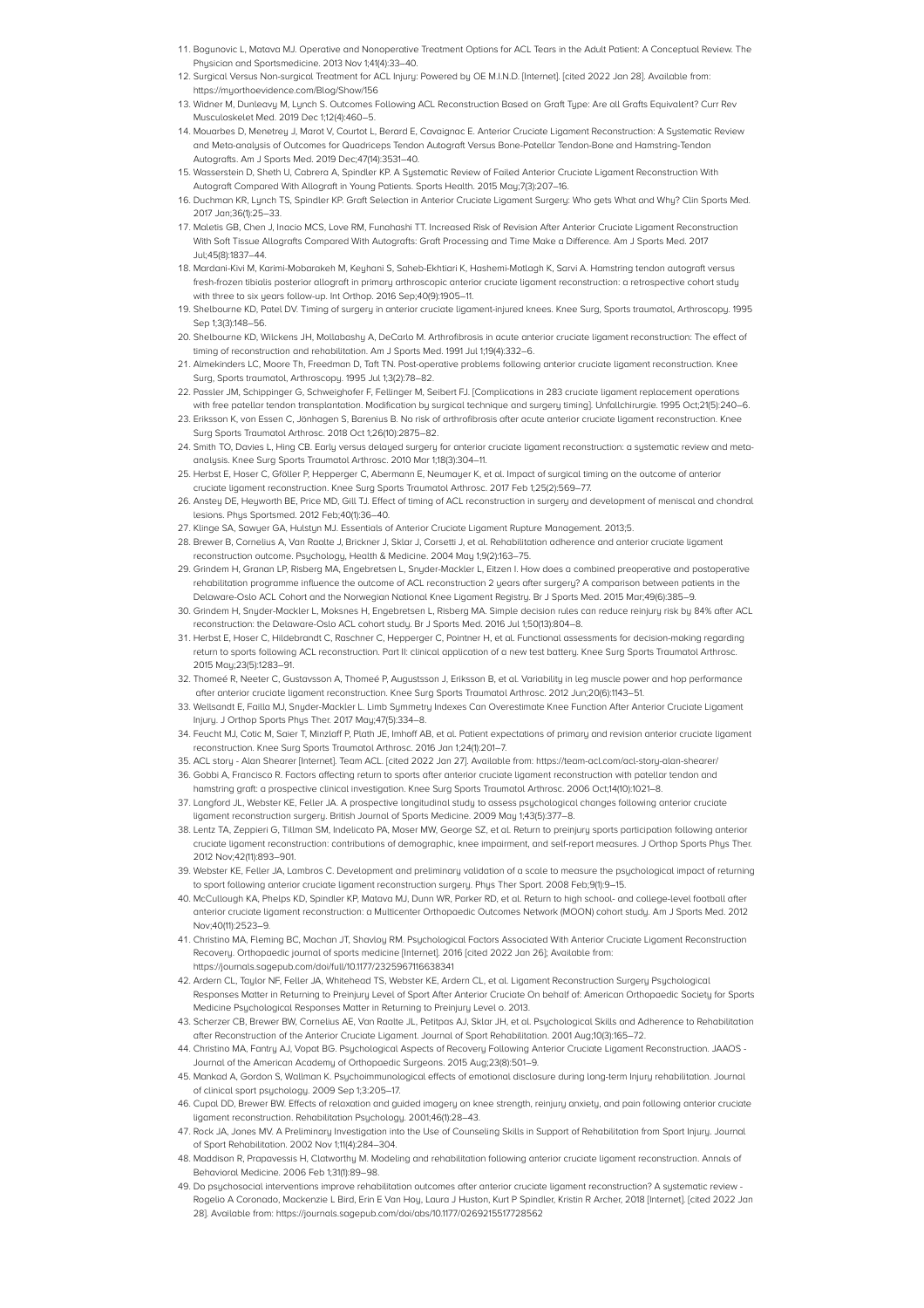11. Bogunovic L, Matava MJ. Operative and Nonoperative Treatment Options for ACL Tears in the Adult Patient: A Conceptual Review. The Physician and Sportsmedicine. 2013 Nov 1;41(4):33–40.
12. Surgical Versus Non-surgical Treatment for ACL Injury: Powered by OE M.I.N.D. [Internet]. [cited 2022 Jan 28]. Available from: https://myorthoevidence.com/Blog/Show/156
13. Widner M, Dunleavy M, Lynch S. Outcomes Following ACL Reconstruction Based on Graft Type: Are all Grafts Equivalent? Curr Rev Musculoskelet Med. 2019 Dec 1;12(4):460–5.
14. Mouarbes D, Menetrey J, Marot V, Courtot L, Berard E, Cavaignac E. Anterior Cruciate Ligament Reconstruction: A Systematic Review and Meta-analysis of Outcomes for Quadriceps Tendon Autograft Versus Bone-Patellar Tendon-Bone and Hamstring-Tendon Autografts. Am J Sports Med. 2019 Dec;47(14):3531–40.
15. Wasserstein D, Sheth U, Cabrera A, Spindler KP. A Systematic Review of Failed Anterior Cruciate Ligament Reconstruction With Autograft Compared With Allograft in Young Patients. Sports Health. 2015 May;7(3):207–16.
16. Duchman KR, Lynch TS, Spindler KP. Graft Selection in Anterior Cruciate Ligament Surgery: Who gets What and Why? Clin Sports Med. 2017 Jan;36(1):25–33.
17. Maletis GB, Chen J, Inacio MCS, Love RM, Funahashi TT. Increased Risk of Revision After Anterior Cruciate Ligament Reconstruction With Soft Tissue Allografts Compared With Autografts: Graft Processing and Time Make a Difference. Am J Sports Med. 2017 Jul;45(8):1837–44.
18. Mardani-Kivi M, Karimi-Mobarakeh M, Keyhani S, Saheb-Ekhtiari K, Hashemi-Motlagh K, Sarvi A. Hamstring tendon autograft versus fresh-frozen tibialis posterior allograft in primary arthroscopic anterior cruciate ligament reconstruction: a retrospective cohort study with three to six years follow-up. Int Orthop. 2016 Sep;40(9):1905–11.
19. Shelbourne KD, Patel DV. Timing of surgery in anterior cruciate ligament-injured knees. Knee Surg, Sports traumatol, Arthroscopy. 1995 Sep 1;3(3):148–56.
20. Shelbourne KD, Wilckens JH, Mollabashy A, DeCarlo M. Arthrofibrosis in acute anterior cruciate ligament reconstruction: The effect of timing of reconstruction and rehabilitation. Am J Sports Med. 1991 Jul 1;19(4):332–6.
21. Almekinders LC, Moore Th, Freedman D, Taft TN. Post-operative problems following anterior cruciate ligament reconstruction. Knee Surg, Sports traumatol, Arthroscopy. 1995 Jul 1;3(2):78–82.
22. Passler JM, Schippinger G, Schweighofer F, Fellinger M, Seibert FJ. [Complications in 283 cruciate ligament replacement operations with free patellar tendon transplantation. Modification by surgical technique and surgery timing]. Unfallchirurgie. 1995 Oct;21(5):240–6.
23. Eriksson K, von Essen C, Jönhagen S, Barenius B. No risk of arthrofibrosis after acute anterior cruciate ligament reconstruction. Knee Surg Sports Traumatol Arthrosc. 2018 Oct 1;26(10):2875–82.
24. Smith TO, Davies L, Hing CB. Early versus delayed surgery for anterior cruciate ligament reconstruction: a systematic review and meta-analysis. Knee Surg Sports Traumatol Arthrosc. 2010 Mar 1;18(3):304–11.
25. Herbst E, Hoser C, Gföller P, Hepperger C, Abermann E, Neumayer K, et al. Impact of surgical timing on the outcome of anterior cruciate ligament reconstruction. Knee Surg Sports Traumatol Arthrosc. 2017 Feb 1;25(2):569–77.
26. Anstey DE, Heyworth BE, Price MD, Gill TJ. Effect of timing of ACL reconstruction in surgery and development of meniscal and chondral lesions. Phys Sportsmed. 2012 Feb;40(1):36–40.
27. Klinge SA, Sawyer GA, Hulstyn MJ. Essentials of Anterior Cruciate Ligament Rupture Management. 2013;5.
28. Brewer B, Cornelius A, Van Raalte J, Brickner J, Sklar J, Corsetti J, et al. Rehabilitation adherence and anterior cruciate ligament reconstruction outcome. Psychology, Health & Medicine. 2004 May 1;9(2):163–75.
29. Grindem H, Granan LP, Risberg MA, Engebretsen L, Snyder-Mackler L, Eitzen I. How does a combined preoperative and postoperative rehabilitation programme influence the outcome of ACL reconstruction 2 years after surgery? A comparison between patients in the Delaware-Oslo ACL Cohort and the Norwegian National Knee Ligament Registry. Br J Sports Med. 2015 Mar;49(6):385–9.
30. Grindem H, Snyder-Mackler L, Moksnes H, Engebretsen L, Risberg MA. Simple decision rules can reduce reinjury risk by 84% after ACL reconstruction: the Delaware-Oslo ACL cohort study. Br J Sports Med. 2016 Jul 1;50(13):804–8.
31. Herbst E, Hoser C, Hildebrandt C, Raschner C, Hepperger C, Pointner H, et al. Functional assessments for decision-making regarding return to sports following ACL reconstruction. Part II: clinical application of a new test battery. Knee Surg Sports Traumatol Arthrosc. 2015 May;23(5):1283–91.
32. Thomeé R, Neeter C, Gustavsson A, Thomeé P, Augustsson J, Eriksson B, et al. Variability in leg muscle power and hop performance after anterior cruciate ligament reconstruction. Knee Surg Sports Traumatol Arthrosc. 2012 Jun;20(6):1143–51.
33. Wellsandt E, Failla MJ, Snyder-Mackler L. Limb Symmetry Indexes Can Overestimate Knee Function After Anterior Cruciate Ligament Injury. J Orthop Sports Phys Ther. 2017 May;47(5):334–8.
34. Feucht MJ, Cotic M, Saier T, Minzlaff P, Plath JE, Imhoff AB, et al. Patient expectations of primary and revision anterior cruciate ligament reconstruction. Knee Surg Sports Traumatol Arthrosc. 2016 Jan 1;24(1):201–7.
35. ACL story - Alan Shearer [Internet]. Team ACL. [cited 2022 Jan 27]. Available from: https://team-acl.com/acl-story-alan-shearer/
36. Gobbi A, Francisco R. Factors affecting return to sports after anterior cruciate ligament reconstruction with patellar tendon and hamstring graft: a prospective clinical investigation. Knee Surg Sports Traumatol Arthrosc. 2006 Oct;14(10):1021–8.
37. Langford JL, Webster KE, Feller JA. A prospective longitudinal study to assess psychological changes following anterior cruciate ligament reconstruction surgery. British Journal of Sports Medicine. 2009 May 1;43(5):377–8.
38. Lentz TA, Zeppieri G, Tillman SM, Indelicato PA, Moser MW, George SZ, et al. Return to preinjury sports participation following anterior cruciate ligament reconstruction: contributions of demographic, knee impairment, and self-report measures. J Orthop Sports Phys Ther. 2012 Nov;42(11):893–901.
39. Webster KE, Feller JA, Lambros C. Development and preliminary validation of a scale to measure the psychological impact of returning to sport following anterior cruciate ligament reconstruction surgery. Phys Ther Sport. 2008 Feb;9(1):9–15.
40. McCullough KA, Phelps KD, Spindler KP, Matava MJ, Dunn WR, Parker RD, et al. Return to high school- and college-level football after anterior cruciate ligament reconstruction: a Multicenter Orthopaedic Outcomes Network (MOON) cohort study. Am J Sports Med. 2012 Nov;40(11):2523–9.
41. Christino MA, Fleming BC, Machan JT, Shalvoy RM. Psychological Factors Associated With Anterior Cruciate Ligament Reconstruction Recovery. Orthopaedic journal of sports medicine [Internet]. 2016 [cited 2022 Jan 26]; Available from: https://journals.sagepub.com/doi/full/10.1177/2325967116638341
42. Ardern CL, Taylor NF, Feller JA, Whitehead TS, Webster KE, Ardern CL, et al. Ligament Reconstruction Surgery Psychological Responses Matter in Returning to Preinjury Level of Sport After Anterior Cruciate On behalf of: American Orthopaedic Society for Sports Medicine Psychological Responses Matter in Returning to Preinjury Level o. 2013.
43. Scherzer CB, Brewer BW, Cornelius AE, Van Raalte JL, Petitpas AJ, Sklar JH, et al. Psychological Skills and Adherence to Rehabilitation after Reconstruction of the Anterior Cruciate Ligament. Journal of Sport Rehabilitation. 2001 Aug;10(3):165–72.
44. Christino MA, Fantry AJ, Vopat BG. Psychological Aspects of Recovery Following Anterior Cruciate Ligament Reconstruction. JAAOS - Journal of the American Academy of Orthopaedic Surgeons. 2015 Aug;23(8):501–9.
45. Mankad A, Gordon S, Wallman K. Psychoimmunological effects of emotional disclosure during long-term Injury rehabilitation. Journal of clinical sport psychology. 2009 Sep 1;3:205–17.
46. Cupal DD, Brewer BW. Effects of relaxation and guided imagery on knee strength, reinjury anxiety, and pain following anterior cruciate ligament reconstruction. Rehabilitation Psychology. 2001;46(1):28–43.
47. Rock JA, Jones MV. A Preliminary Investigation into the Use of Counseling Skills in Support of Rehabilitation from Sport Injury. Journal of Sport Rehabilitation. 2002 Nov 1;11(4):284–304.
48. Maddison R, Prapavessis H, Clatworthy M. Modeling and rehabilitation following anterior cruciate ligament reconstruction. Annals of Behavioral Medicine. 2006 Feb 1;31(1):89–98.
49. Do psychosocial interventions improve rehabilitation outcomes after anterior cruciate ligament reconstruction? A systematic review - Rogelio A Coronado, Mackenzie L Bird, Erin E Van Hoy, Laura J Huston, Kurt P Spindler, Kristin R Archer, 2018 [Internet]. [cited 2022 Jan 28]. Available from: https://journals.sagepub.com/doi/abs/10.1177/0269215517728562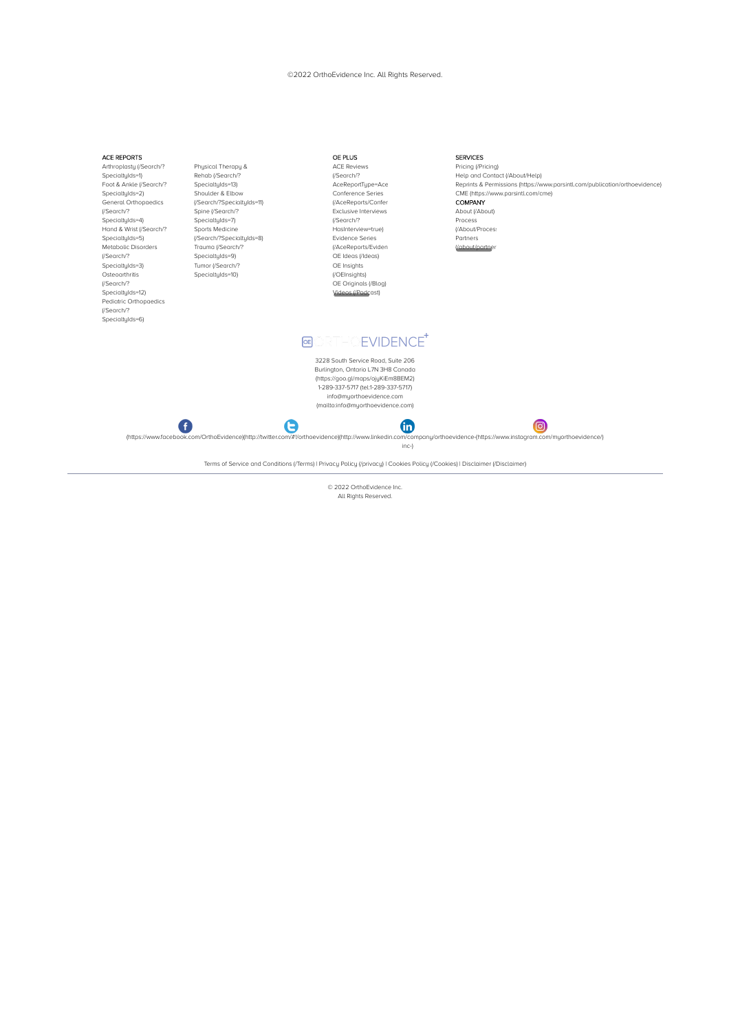©2022 OrthoEvidence Inc. All Rights Reserved.

ACE REPORTS

Arthroplasty (/Search/?SpecialtyIds=1)
Foot & Ankle (/Search/?SpecialtyIds=2)
General Orthopaedics (/Search/?SpecialtyIds=4)
Hand & Wrist (/Search/?SpecialtyIds=5)
Metabolic Disorders (/Search/?SpecialtyIds=3)
Osteoarthritis (/Search/?SpecialtyIds=12)
Pediatric Orthopaedics (/Search/?SpecialtyIds=6)
Physical Therapy & Rehab (/Search/?SpecialtyIds=13)
Shoulder & Elbow (/Search/?SpecialtyIds=11)
Spine (/Search/?SpecialtyIds=7)
Sports Medicine (/Search/?SpecialtyIds=8)
Trauma (/Search/?SpecialtyIds=9)
Tumor (/Search/?SpecialtyIds=10)

OE PLUS

ACE Reviews (/Search/?AceReportType=Ace
Conference Series (/AceReports/Confer
Exclusive Interviews (/Search/?HasInterview=true)
Evidence Series (/AceReports/Eviden
OE Ideas (/Ideas)
OE Insights (/OEInsights)
OE Originals (/Blog)
Videos (/Podcast)

SERVICES

Pricing (/Pricing)
Help and Contact (/About/Help)
Reprints & Permissions (https://www.parsintl.com/publication/orthoevidence)
CME (https://www.parsintl.com/cme)

COMPANY

About (/About)
Process (/About/Proces
Partners (/about/partner

ORTHOEVIDENCE+

3228 South Service Road, Suite 206
Burlington, Ontario L7N 3H8 Canada
(https://goo.gl/maps/ojyKiEm8BEM2)
1-289-337-5717 (tel:1-289-337-5717)
info@myorthoevidence.com
(mailto:info@myorthoevidence.com)

(https://www.facebook.com/OrthoEvidence)(http://twitter.com/#!/orthoevidence)(http://www.linkedin.com/company/orthoevidence-inc-)(https://www.instagram.com/myorthoevidence/)

Terms of Service and Conditions (/Terms) | Privacy Policy (/privacy) | Cookies Policy (/Cookies) | Disclaimer (/Disclaimer)

© 2022 OrthoEvidence Inc.
All Rights Reserved.